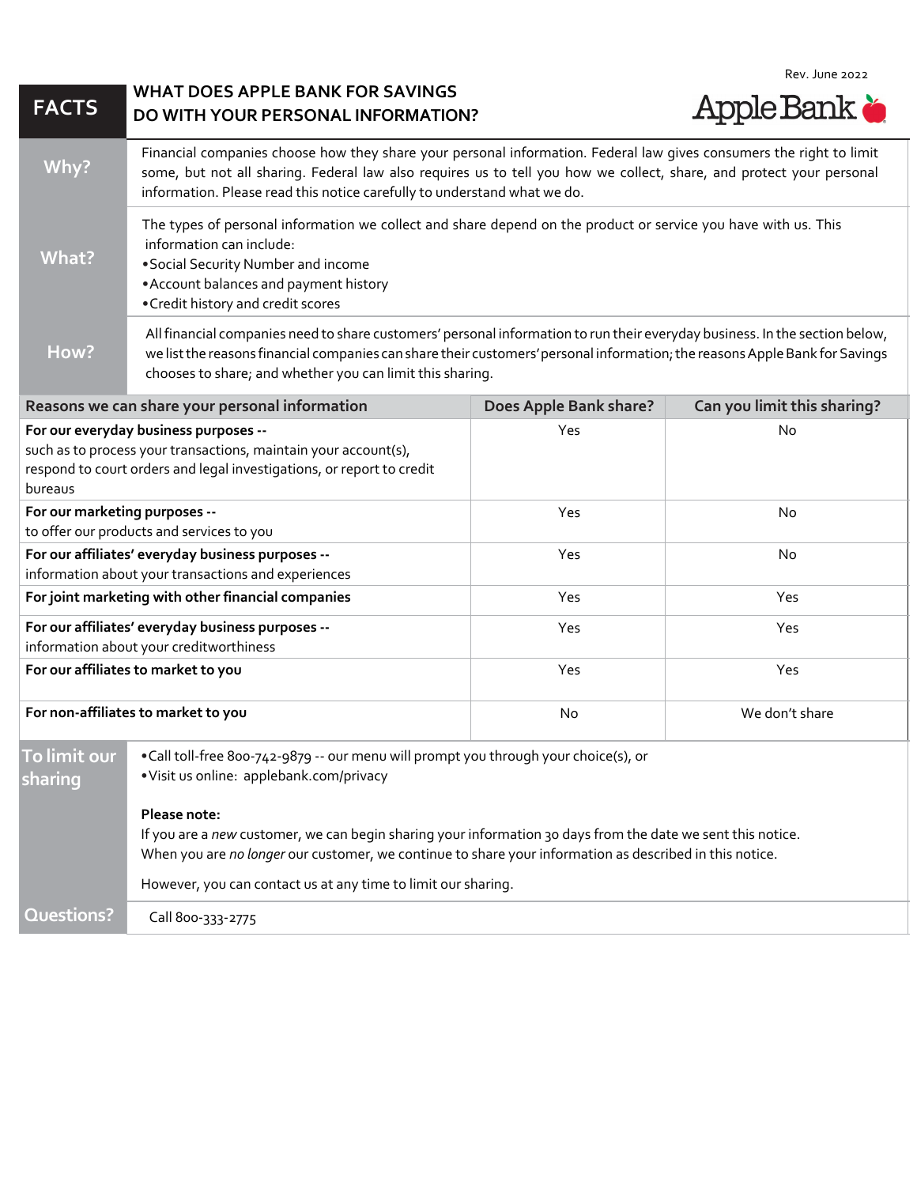Rev. June 2022

# FACTS — WHAT DOES APPLE BANK FOR SAVINGS DO WITH YOUR PERSONAL INFORMATION?

Apple Bank

| | |
|---|---|
| **Why?** | Financial companies choose how they share your personal information. Federal law gives consumers the right to limit some, but not all sharing. Federal law also requires us to tell you how we collect, share, and protect your personal information. Please read this notice carefully to understand what we do. |
| **What?** | The types of personal information we collect and share depend on the product or service you have with us. This information can include:<br>• Social Security Number and income<br>• Account balances and payment history<br>• Credit history and credit scores |
| **How?** | All financial companies need to share customers' personal information to run their everyday business. In the section below, we list the reasons financial companies can share their customers' personal information; the reasons Apple Bank for Savings chooses to share; and whether you can limit this sharing. |

| Reasons we can share your personal information | Does Apple Bank share? | Can you limit this sharing? |
|---|---|---|
| **For our everyday business purposes --** such as to process your transactions, maintain your account(s), respond to court orders and legal investigations, or report to credit bureaus | Yes | No |
| **For our marketing purposes --** to offer our products and services to you | Yes | No |
| **For our affiliates' everyday business purposes --** information about your transactions and experiences | Yes | No |
| **For joint marketing with other financial companies** | Yes | Yes |
| **For our affiliates' everyday business purposes --** information about your creditworthiness | Yes | Yes |
| **For our affiliates to market to you** | Yes | Yes |
| **For non-affiliates to market to you** | No | We don't share |

| | |
|---|---|
| **To limit our sharing** | • Call toll-free 800-742-9879 -- our menu will prompt you through your choice(s), or<br>• Visit us online: applebank.com/privacy<br><br>**Please note:**<br>If you are a *new* customer, we can begin sharing your information 30 days from the date we sent this notice. When you are *no longer* our customer, we continue to share your information as described in this notice.<br><br>However, you can contact us at any time to limit our sharing. |
| **Questions?** | Call 800-333-2775 |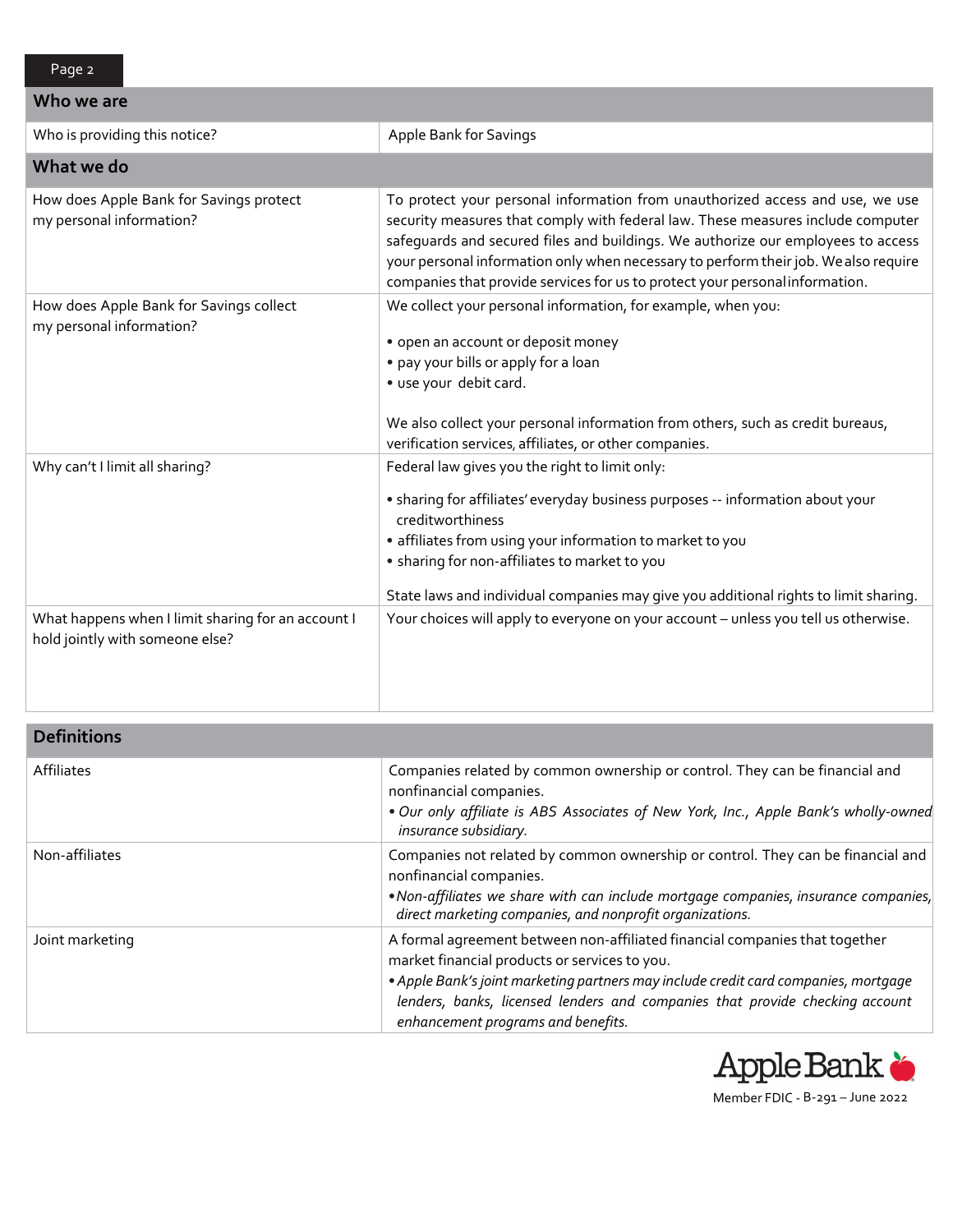| Who we are | |
|---|---|
| Who is providing this notice? | Apple Bank for Savings |
| **What we do** | |
| How does Apple Bank for Savings protect my personal information? | To protect your personal information from unauthorized access and use, we use security measures that comply with federal law. These measures include computer safeguards and secured files and buildings. We authorize our employees to access your personal information only when necessary to perform their job. We also require companies that provide services for us to protect your personal information. |
| How does Apple Bank for Savings collect my personal information? | We collect your personal information, for example, when you:<br>• open an account or deposit money<br>• pay your bills or apply for a loan<br>• use your debit card.<br><br>We also collect your personal information from others, such as credit bureaus, verification services, affiliates, or other companies. |
| Why can't I limit all sharing? | Federal law gives you the right to limit only:<br>• sharing for affiliates' everyday business purposes -- information about your creditworthiness<br>• affiliates from using your information to market to you<br>• sharing for non-affiliates to market to you<br><br>State laws and individual companies may give you additional rights to limit sharing. |
| What happens when I limit sharing for an account I hold jointly with someone else? | Your choices will apply to everyone on your account – unless you tell us otherwise. |

| Definitions | |
|---|---|
| Affiliates | Companies related by common ownership or control. They can be financial and nonfinancial companies.<br>• *Our only affiliate is ABS Associates of New York, Inc., Apple Bank's wholly-owned insurance subsidiary.* |
| Non-affiliates | Companies not related by common ownership or control. They can be financial and nonfinancial companies.<br>• *Non-affiliates we share with can include mortgage companies, insurance companies, direct marketing companies, and nonprofit organizations.* |
| Joint marketing | A formal agreement between non-affiliated financial companies that together market financial products or services to you.<br>• *Apple Bank's joint marketing partners may include credit card companies, mortgage lenders, banks, licensed lenders and companies that provide checking account enhancement programs and benefits.* |

Apple Bank

Member FDIC - B-291 – June 2022